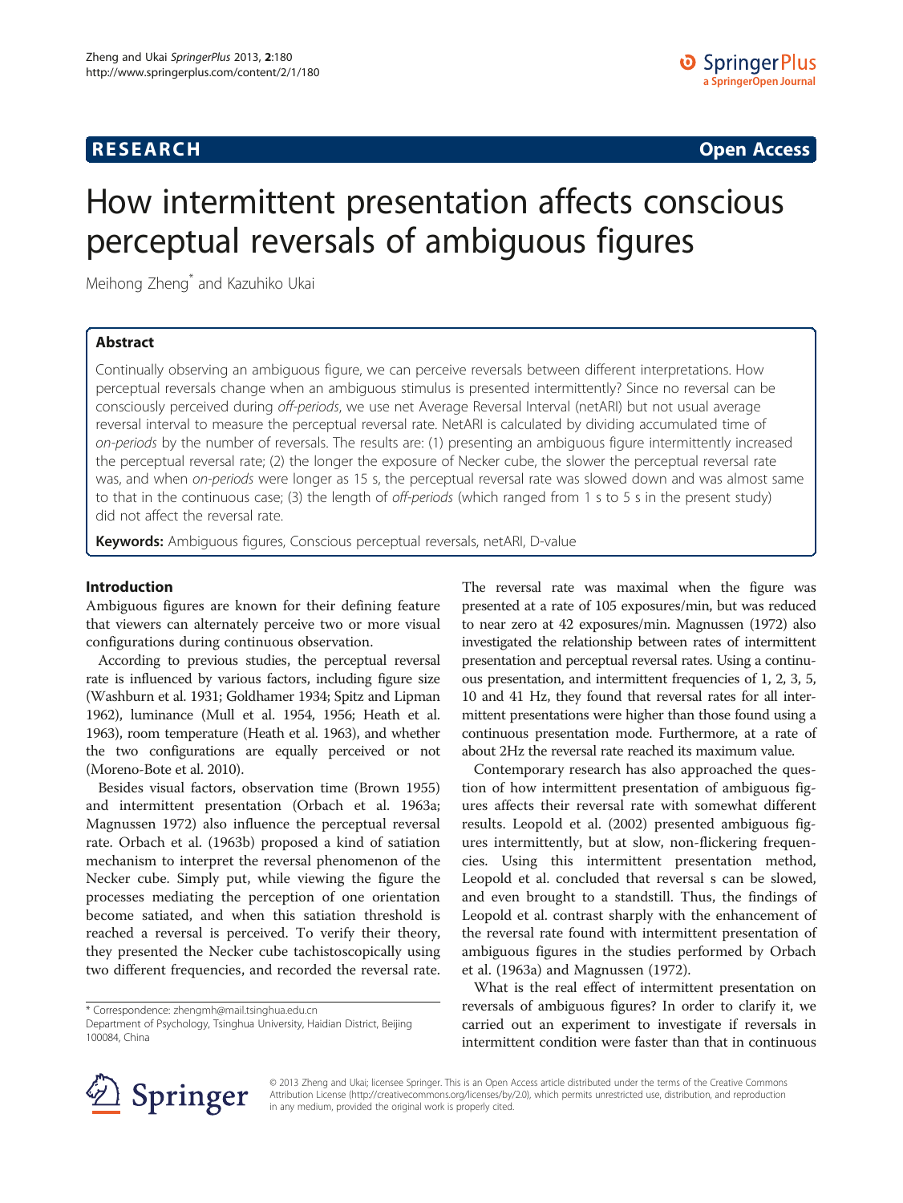# How intermittent presentation affects conscious perceptual reversals of ambiguous figures

Meihong Zheng* and Kazuhiko Ukai

## Abstract

Continually observing an ambiguous figure, we can perceive reversals between different interpretations. How perceptual reversals change when an ambiguous stimulus is presented intermittently? Since no reversal can be consciously perceived during *off-periods*, we use net Average Reversal Interval (netARI) but not usual average reversal interval to measure the perceptual reversal rate. NetARI is calculated by dividing accumulated time of *on-periods* by the number of reversals. The results are: (1) presenting an ambiguous figure intermittently increased the perceptual reversal rate; (2) the longer the exposure of Necker cube, the slower the perceptual reversal rate was, and when *on-periods* were longer as 15 s, the perceptual reversal rate was slowed down and was almost same to that in the continuous case; (3) the length of *off-periods* (which ranged from 1 s to 5 s in the present study) did not affect the reversal rate.

**Keywords:** Ambiguous figures, Conscious perceptual reversals, netARI, D-value

## Introduction

Ambiguous figures are known for their defining feature that viewers can alternately perceive two or more visual configurations during continuous observation.

According to previous studies, the perceptual reversal rate is influenced by various factors, including figure size (Washburn et al. 1931; Goldhamer 1934; Spitz and Lipman 1962), luminance (Mull et al. 1954, 1956; Heath et al. 1963), room temperature (Heath et al. 1963), and whether the two configurations are equally perceived or not (Moreno-Bote et al. 2010).

Besides visual factors, observation time (Brown 1955) and intermittent presentation (Orbach et al. 1963a; Magnussen 1972) also influence the perceptual reversal rate. Orbach et al. (1963b) proposed a kind of satiation mechanism to interpret the reversal phenomenon of the Necker cube. Simply put, while viewing the figure the processes mediating the perception of one orientation become satiated, and when this satiation threshold is reached a reversal is perceived. To verify their theory, they presented the Necker cube tachistoscopically using two different frequencies, and recorded the reversal rate. The reversal rate was maximal when the figure was presented at a rate of 105 exposures/min, but was reduced to near zero at 42 exposures/min. Magnussen (1972) also investigated the relationship between rates of intermittent presentation and perceptual reversal rates. Using a continuous presentation, and intermittent frequencies of 1, 2, 3, 5, 10 and 41 Hz, they found that reversal rates for all intermittent presentations were higher than those found using a continuous presentation mode. Furthermore, at a rate of about 2Hz the reversal rate reached its maximum value.

Contemporary research has also approached the question of how intermittent presentation of ambiguous figures affects their reversal rate with somewhat different results. Leopold et al. (2002) presented ambiguous figures intermittently, but at slow, non-flickering frequencies. Using this intermittent presentation method, Leopold et al. concluded that reversal s can be slowed, and even brought to a standstill. Thus, the findings of Leopold et al. contrast sharply with the enhancement of the reversal rate found with intermittent presentation of ambiguous figures in the studies performed by Orbach et al. (1963a) and Magnussen (1972).

What is the real effect of intermittent presentation on reversals of ambiguous figures? In order to clarify it, we carried out an experiment to investigate if reversals in intermittent condition were faster than that in continuous

\* Correspondence: zhengmh@mail.tsinghua.edu.cn
Department of Psychology, Tsinghua University, Haidian District, Beijing 100084, China

© 2013 Zheng and Ukai; licensee Springer. This is an Open Access article distributed under the terms of the Creative Commons Attribution License (http://creativecommons.org/licenses/by/2.0), which permits unrestricted use, distribution, and reproduction in any medium, provided the original work is properly cited.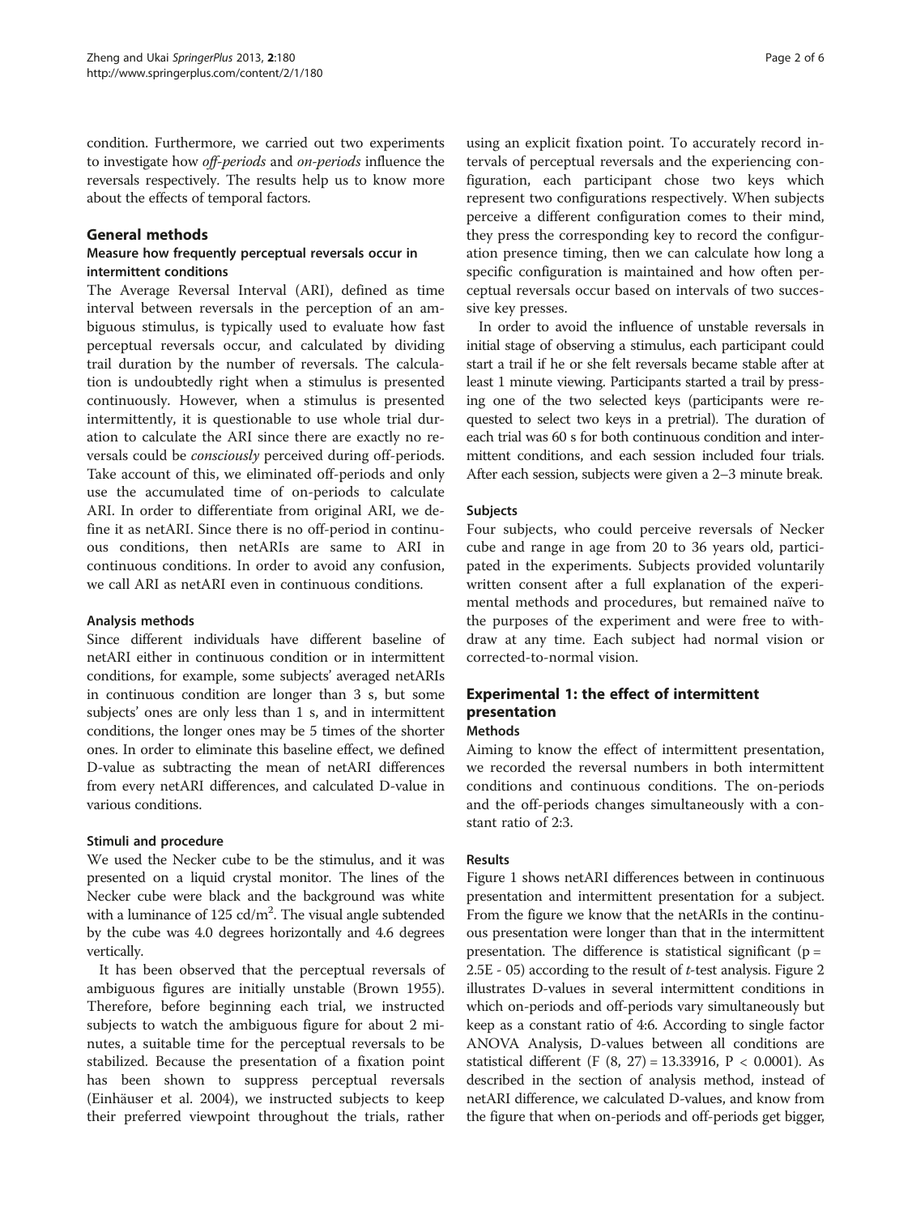condition. Furthermore, we carried out two experiments to investigate how *off-periods* and *on-periods* influence the reversals respectively. The results help us to know more about the effects of temporal factors.

## General methods

### Measure how frequently perceptual reversals occur in intermittent conditions

The Average Reversal Interval (ARI), defined as time interval between reversals in the perception of an ambiguous stimulus, is typically used to evaluate how fast perceptual reversals occur, and calculated by dividing trail duration by the number of reversals. The calculation is undoubtedly right when a stimulus is presented continuously. However, when a stimulus is presented intermittently, it is questionable to use whole trial duration to calculate the ARI since there are exactly no reversals could be *consciously* perceived during off-periods. Take account of this, we eliminated off-periods and only use the accumulated time of on-periods to calculate ARI. In order to differentiate from original ARI, we define it as netARI. Since there is no off-period in continuous conditions, then netARIs are same to ARI in continuous conditions. In order to avoid any confusion, we call ARI as netARI even in continuous conditions.

### Analysis methods

Since different individuals have different baseline of netARI either in continuous condition or in intermittent conditions, for example, some subjects' averaged netARIs in continuous condition are longer than 3 s, but some subjects' ones are only less than 1 s, and in intermittent conditions, the longer ones may be 5 times of the shorter ones. In order to eliminate this baseline effect, we defined D-value as subtracting the mean of netARI differences from every netARI differences, and calculated D-value in various conditions.

### Stimuli and procedure

We used the Necker cube to be the stimulus, and it was presented on a liquid crystal monitor. The lines of the Necker cube were black and the background was white with a luminance of 125 cd/m$^2$. The visual angle subtended by the cube was 4.0 degrees horizontally and 4.6 degrees vertically.

It has been observed that the perceptual reversals of ambiguous figures are initially unstable (Brown 1955). Therefore, before beginning each trial, we instructed subjects to watch the ambiguous figure for about 2 minutes, a suitable time for the perceptual reversals to be stabilized. Because the presentation of a fixation point has been shown to suppress perceptual reversals (Einhäuser et al. 2004), we instructed subjects to keep their preferred viewpoint throughout the trials, rather using an explicit fixation point. To accurately record intervals of perceptual reversals and the experiencing configuration, each participant chose two keys which represent two configurations respectively. When subjects perceive a different configuration comes to their mind, they press the corresponding key to record the configuration presence timing, then we can calculate how long a specific configuration is maintained and how often perceptual reversals occur based on intervals of two successive key presses.

In order to avoid the influence of unstable reversals in initial stage of observing a stimulus, each participant could start a trail if he or she felt reversals became stable after at least 1 minute viewing. Participants started a trail by pressing one of the two selected keys (participants were requested to select two keys in a pretrial). The duration of each trial was 60 s for both continuous condition and intermittent conditions, and each session included four trials. After each session, subjects were given a 2–3 minute break.

### Subjects

Four subjects, who could perceive reversals of Necker cube and range in age from 20 to 36 years old, participated in the experiments. Subjects provided voluntarily written consent after a full explanation of the experimental methods and procedures, but remained naïve to the purposes of the experiment and were free to withdraw at any time. Each subject had normal vision or corrected-to-normal vision.

## Experimental 1: the effect of intermittent presentation

### Methods

Aiming to know the effect of intermittent presentation, we recorded the reversal numbers in both intermittent conditions and continuous conditions. The on-periods and the off-periods changes simultaneously with a constant ratio of 2:3.

### Results

Figure 1 shows netARI differences between in continuous presentation and intermittent presentation for a subject. From the figure we know that the netARIs in the continuous presentation were longer than that in the intermittent presentation. The difference is statistical significant ($p = 2.5E - 05$) according to the result of *t*-test analysis. Figure 2 illustrates D-values in several intermittent conditions in which on-periods and off-periods vary simultaneously but keep as a constant ratio of 4:6. According to single factor ANOVA Analysis, D-values between all conditions are statistical different ($F\ (8,\ 27) = 13.33916$, $P < 0.0001$). As described in the section of analysis method, instead of netARI difference, we calculated D-values, and know from the figure that when on-periods and off-periods get bigger,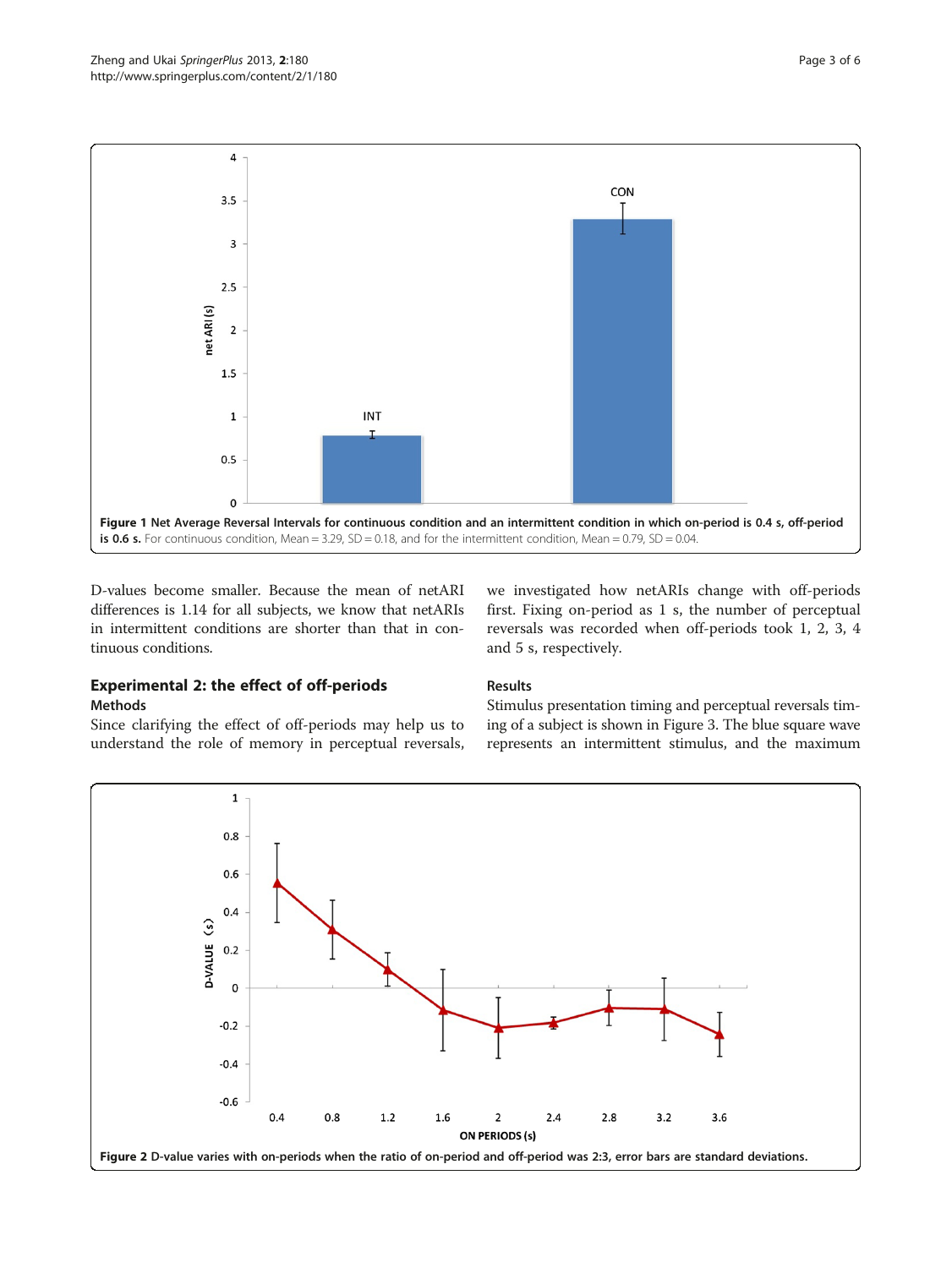**Figure 1 Net Average Reversal Intervals for continuous condition and an intermittent condition in which on-period is 0.4 s, off-period is 0.6 s.** For continuous condition, Mean = 3.29, SD = 0.18, and for the intermittent condition, Mean = 0.79, SD = 0.04.

D-values become smaller. Because the mean of netARI differences is 1.14 for all subjects, we know that netARIs in intermittent conditions are shorter than that in continuous conditions.

## Experimental 2: the effect of off-periods

### Methods

Since clarifying the effect of off-periods may help us to understand the role of memory in perceptual reversals, we investigated how netARIs change with off-periods first. Fixing on-period as 1 s, the number of perceptual reversals was recorded when off-periods took 1, 2, 3, 4 and 5 s, respectively.

### Results

Stimulus presentation timing and perceptual reversals timing of a subject is shown in Figure 3. The blue square wave represents an intermittent stimulus, and the maximum

**Figure 2 D-value varies with on-periods when the ratio of on-period and off-period was 2:3, error bars are standard deviations.**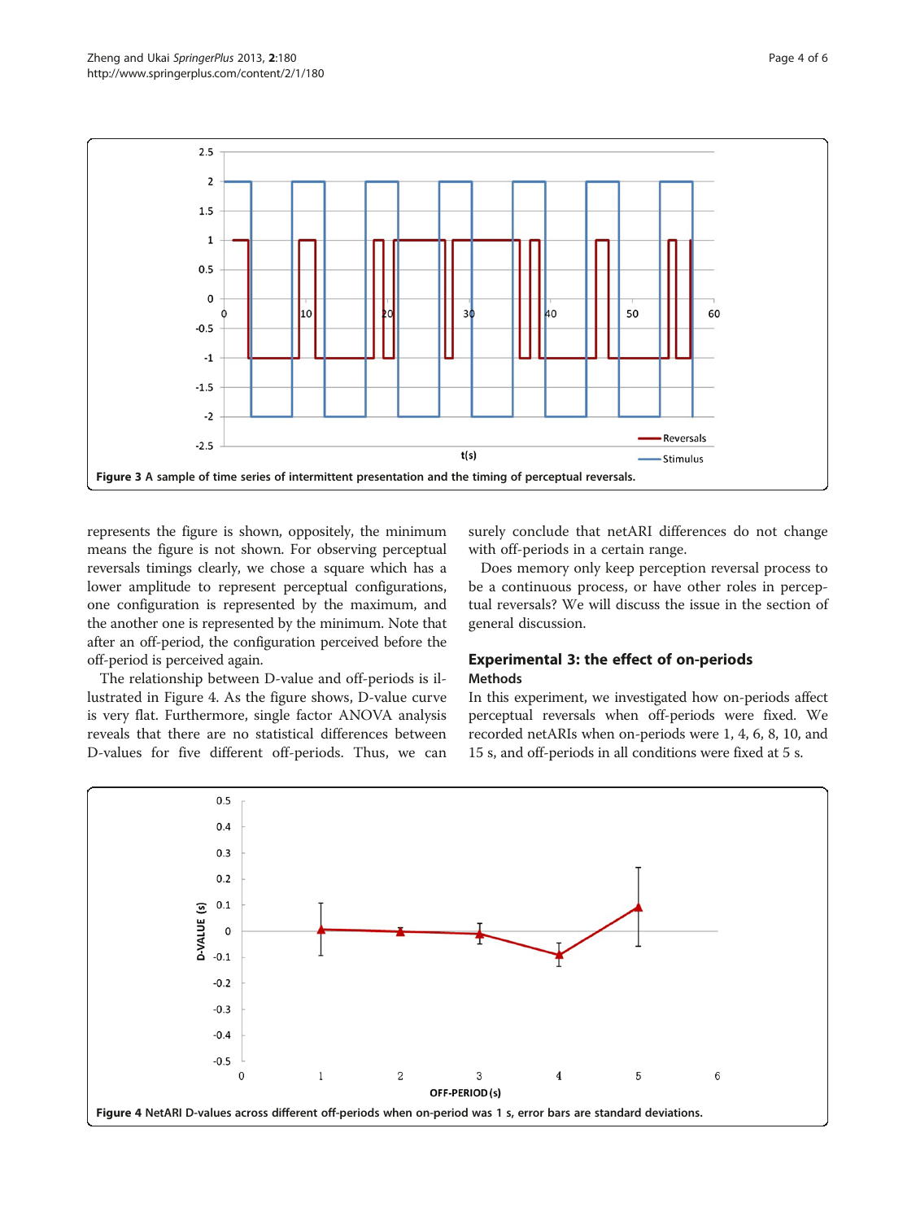Figure 3 A sample of time series of intermittent presentation and the timing of perceptual reversals.

represents the figure is shown, oppositely, the minimum means the figure is not shown. For observing perceptual reversals timings clearly, we chose a square which has a lower amplitude to represent perceptual configurations, one configuration is represented by the maximum, and the another one is represented by the minimum. Note that after an off-period, the configuration perceived before the off-period is perceived again.

The relationship between D-value and off-periods is illustrated in Figure 4. As the figure shows, D-value curve is very flat. Furthermore, single factor ANOVA analysis reveals that there are no statistical differences between D-values for five different off-periods. Thus, we can surely conclude that netARI differences do not change with off-periods in a certain range.

Does memory only keep perception reversal process to be a continuous process, or have other roles in perceptual reversals? We will discuss the issue in the section of general discussion.

## Experimental 3: the effect of on-periods

### Methods

In this experiment, we investigated how on-periods affect perceptual reversals when off-periods were fixed. We recorded netARIs when on-periods were 1, 4, 6, 8, 10, and 15 s, and off-periods in all conditions were fixed at 5 s.

Figure 4 NetARI D-values across different off-periods when on-period was 1 s, error bars are standard deviations.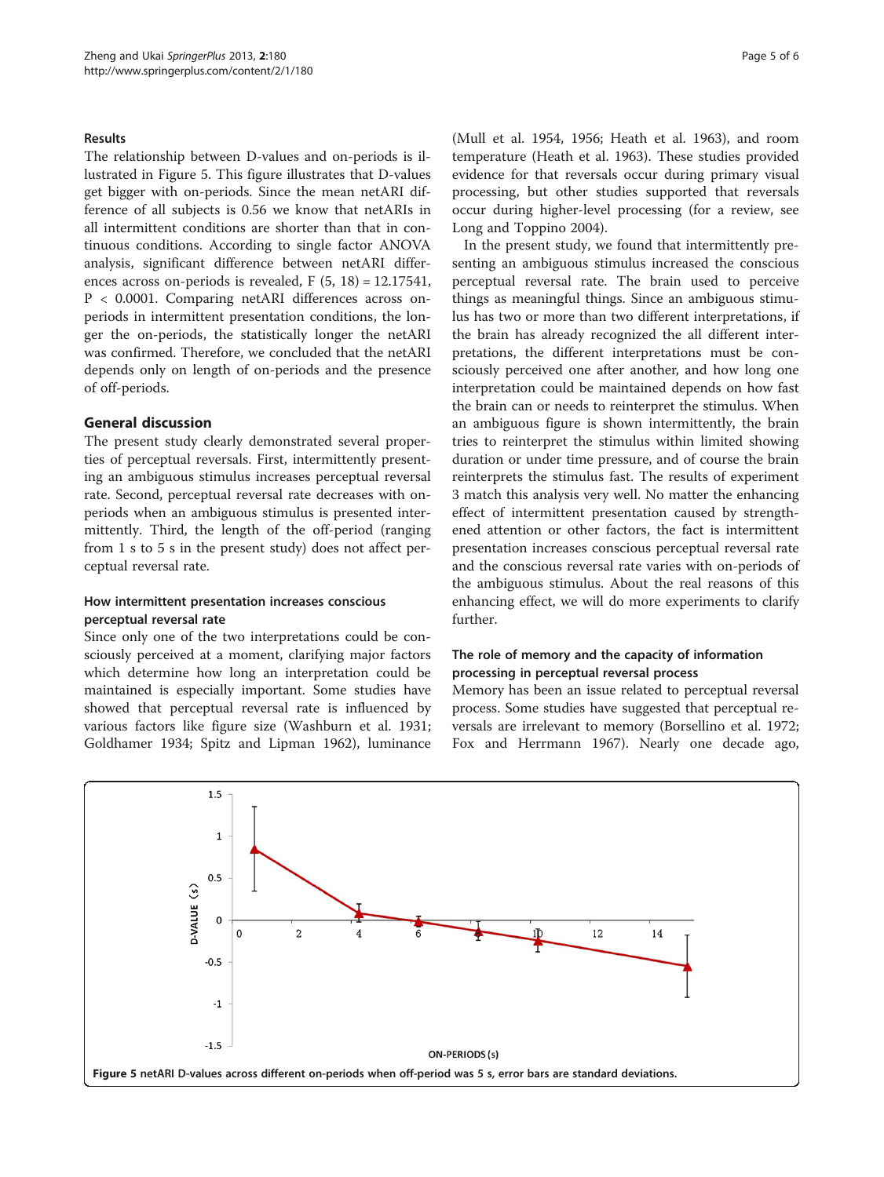### Results

The relationship between D-values and on-periods is illustrated in Figure 5. This figure illustrates that D-values get bigger with on-periods. Since the mean netARI difference of all subjects is 0.56 we know that netARIs in all intermittent conditions are shorter than that in continuous conditions. According to single factor ANOVA analysis, significant difference between netARI differences across on-periods is revealed, $F\,(5,\,18) = 12.17541$, $P < 0.0001$. Comparing netARI differences across on-periods in intermittent presentation conditions, the longer the on-periods, the statistically longer the netARI was confirmed. Therefore, we concluded that the netARI depends only on length of on-periods and the presence of off-periods.

## General discussion

The present study clearly demonstrated several properties of perceptual reversals. First, intermittently presenting an ambiguous stimulus increases perceptual reversal rate. Second, perceptual reversal rate decreases with on-periods when an ambiguous stimulus is presented intermittently. Third, the length of the off-period (ranging from 1 s to 5 s in the present study) does not affect perceptual reversal rate.

### How intermittent presentation increases conscious perceptual reversal rate

Since only one of the two interpretations could be consciously perceived at a moment, clarifying major factors which determine how long an interpretation could be maintained is especially important. Some studies have showed that perceptual reversal rate is influenced by various factors like figure size (Washburn et al. 1931; Goldhamer 1934; Spitz and Lipman 1962), luminance (Mull et al. 1954, 1956; Heath et al. 1963), and room temperature (Heath et al. 1963). These studies provided evidence for that reversals occur during primary visual processing, but other studies supported that reversals occur during higher-level processing (for a review, see Long and Toppino 2004).

In the present study, we found that intermittently presenting an ambiguous stimulus increased the conscious perceptual reversal rate. The brain used to perceive things as meaningful things. Since an ambiguous stimulus has two or more than two different interpretations, if the brain has already recognized the all different interpretations, the different interpretations must be consciously perceived one after another, and how long one interpretation could be maintained depends on how fast the brain can or needs to reinterpret the stimulus. When an ambiguous figure is shown intermittently, the brain tries to reinterpret the stimulus within limited showing duration or under time pressure, and of course the brain reinterprets the stimulus fast. The results of experiment 3 match this analysis very well. No matter the enhancing effect of intermittent presentation caused by strengthened attention or other factors, the fact is intermittent presentation increases conscious perceptual reversal rate and the conscious reversal rate varies with on-periods of the ambiguous stimulus. About the real reasons of this enhancing effect, we will do more experiments to clarify further.

### The role of memory and the capacity of information processing in perceptual reversal process

Memory has been an issue related to perceptual reversal process. Some studies have suggested that perceptual reversals are irrelevant to memory (Borsellino et al. 1972; Fox and Herrmann 1967). Nearly one decade ago,

**Figure 5** netARI D-values across different on-periods when off-period was 5 s, error bars are standard deviations.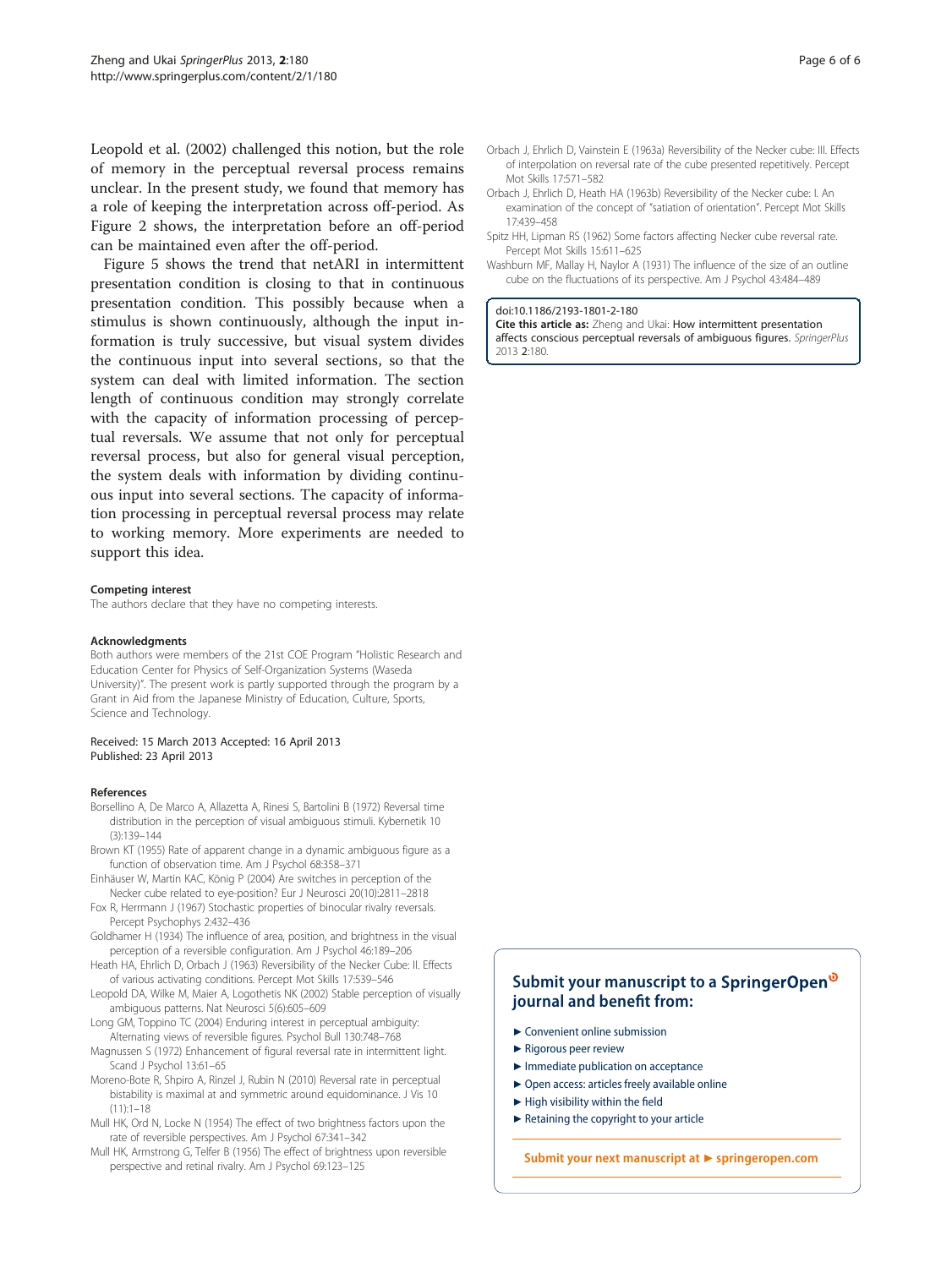Leopold et al. (2002) challenged this notion, but the role of memory in the perceptual reversal process remains unclear. In the present study, we found that memory has a role of keeping the interpretation across off-period. As Figure 2 shows, the interpretation before an off-period can be maintained even after the off-period.

Figure 5 shows the trend that netARI in intermittent presentation condition is closing to that in continuous presentation condition. This possibly because when a stimulus is shown continuously, although the input information is truly successive, but visual system divides the continuous input into several sections, so that the system can deal with limited information. The section length of continuous condition may strongly correlate with the capacity of information processing of perceptual reversals. We assume that not only for perceptual reversal process, but also for general visual perception, the system deals with information by dividing continuous input into several sections. The capacity of information processing in perceptual reversal process may relate to working memory. More experiments are needed to support this idea.

#### Competing interest
The authors declare that they have no competing interests.

#### Acknowledgments
Both authors were members of the 21st COE Program "Holistic Research and Education Center for Physics of Self-Organization Systems (Waseda University)". The present work is partly supported through the program by a Grant in Aid from the Japanese Ministry of Education, Culture, Sports, Science and Technology.

Received: 15 March 2013 Accepted: 16 April 2013
Published: 23 April 2013

#### References
Borsellino A, De Marco A, Allazetta A, Rinesi S, Bartolini B (1972) Reversal time distribution in the perception of visual ambiguous stimuli. Kybernetik 10 (3):139–144

Brown KT (1955) Rate of apparent change in a dynamic ambiguous figure as a function of observation time. Am J Psychol 68:358–371

Einhäuser W, Martin KAC, König P (2004) Are switches in perception of the Necker cube related to eye-position? Eur J Neurosci 20(10):2811–2818

Fox R, Herrmann J (1967) Stochastic properties of binocular rivalry reversals. Percept Psychophys 2:432–436

Goldhamer H (1934) The influence of area, position, and brightness in the visual perception of a reversible configuration. Am J Psychol 46:189–206

Heath HA, Ehrlich D, Orbach J (1963) Reversibility of the Necker Cube: II. Effects of various activating conditions. Percept Mot Skills 17:539–546

Leopold DA, Wilke M, Maier A, Logothetis NK (2002) Stable perception of visually ambiguous patterns. Nat Neurosci 5(6):605–609

Long GM, Toppino TC (2004) Enduring interest in perceptual ambiguity: Alternating views of reversible figures. Psychol Bull 130:748–768

Magnussen S (1972) Enhancement of figural reversal rate in intermittent light. Scand J Psychol 13:61–65

Moreno-Bote R, Shpiro A, Rinzel J, Rubin N (2010) Reversal rate in perceptual bistability is maximal at and symmetric around equidominance. J Vis 10 (11):1–18

Mull HK, Ord N, Locke N (1954) The effect of two brightness factors upon the rate of reversible perspectives. Am J Psychol 67:341–342

Mull HK, Armstrong G, Telfer B (1956) The effect of brightness upon reversible perspective and retinal rivalry. Am J Psychol 69:123–125

Orbach J, Ehrlich D, Vainstein E (1963a) Reversibility of the Necker cube: III. Effects of interpolation on reversal rate of the cube presented repetitively. Percept Mot Skills 17:571–582

Orbach J, Ehrlich D, Heath HA (1963b) Reversibility of the Necker cube: I. An examination of the concept of "satiation of orientation". Percept Mot Skills 17:439–458

Spitz HH, Lipman RS (1962) Some factors affecting Necker cube reversal rate. Percept Mot Skills 15:611–625

Washburn MF, Mallay H, Naylor A (1931) The influence of the size of an outline cube on the fluctuations of its perspective. Am J Psychol 43:484–489

doi:10.1186/2193-1801-2-180
**Cite this article as:** Zheng and Ukai: How intermittent presentation affects conscious perceptual reversals of ambiguous figures. *SpringerPlus* 2013 **2**:180.

**Submit your manuscript to a SpringerOpen journal and benefit from:**

- ► Convenient online submission
- ► Rigorous peer review
- ► Immediate publication on acceptance
- ► Open access: articles freely available online
- ► High visibility within the field
- ► Retaining the copyright to your article

**Submit your next manuscript at ► springeropen.com**